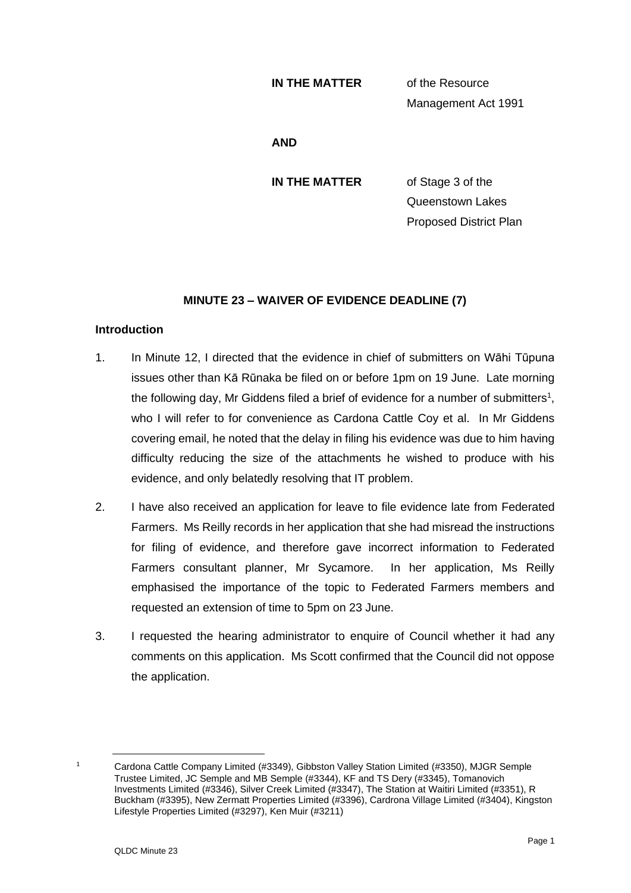**IN THE MATTER** of the Resource Management Act 1991

**AND**

**IN THE MATTER** of Stage 3 of the Queenstown Lakes Proposed District Plan

## MINUTE 23 – WAIVER OF EVIDENCE DEADLINE (7)

### Introduction

1. In Minute 12, I directed that the evidence in chief of submitters on Wāhi Tūpuna issues other than Kā Rūnaka be filed on or before 1pm on 19 June. Late morning the following day, Mr Giddens filed a brief of evidence for a number of submitters[1], who I will refer to for convenience as Cardona Cattle Coy et al. In Mr Giddens covering email, he noted that the delay in filing his evidence was due to him having difficulty reducing the size of the attachments he wished to produce with his evidence, and only belatedly resolving that IT problem.

2. I have also received an application for leave to file evidence late from Federated Farmers. Ms Reilly records in her application that she had misread the instructions for filing of evidence, and therefore gave incorrect information to Federated Farmers consultant planner, Mr Sycamore. In her application, Ms Reilly emphasised the importance of the topic to Federated Farmers members and requested an extension of time to 5pm on 23 June.

3. I requested the hearing administrator to enquire of Council whether it had any comments on this application. Ms Scott confirmed that the Council did not oppose the application.

---

[1] Cardona Cattle Company Limited (#3349), Gibbston Valley Station Limited (#3350), MJGR Semple Trustee Limited, JC Semple and MB Semple (#3344), KF and TS Dery (#3345), Tomanovich Investments Limited (#3346), Silver Creek Limited (#3347), The Station at Waitiri Limited (#3351), R Buckham (#3395), New Zermatt Properties Limited (#3396), Cardrona Village Limited (#3404), Kingston Lifestyle Properties Limited (#3297), Ken Muir (#3211)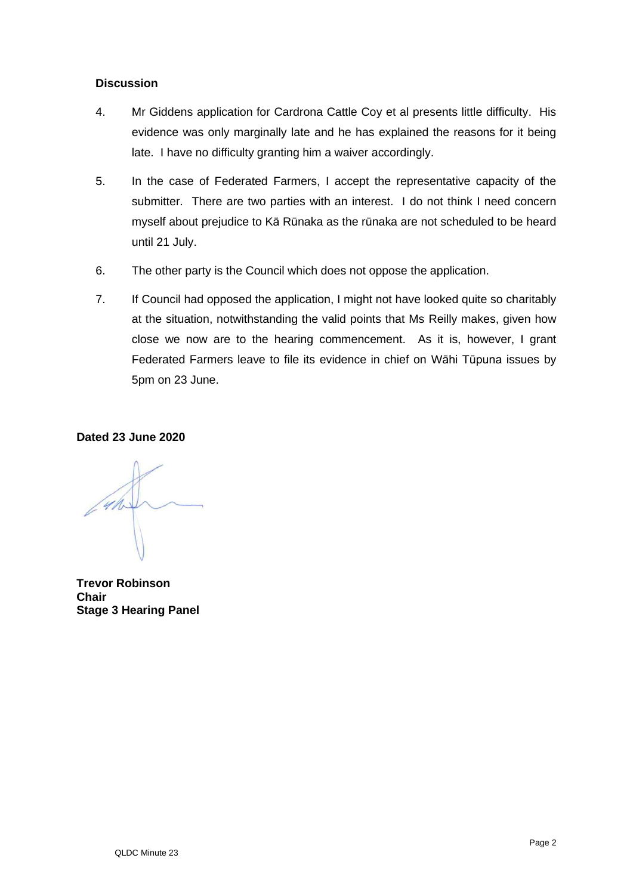**Discussion**

4. Mr Giddens application for Cardrona Cattle Coy et al presents little difficulty. His evidence was only marginally late and he has explained the reasons for it being late. I have no difficulty granting him a waiver accordingly.

5. In the case of Federated Farmers, I accept the representative capacity of the submitter. There are two parties with an interest. I do not think I need concern myself about prejudice to Kā Rūnaka as the rūnaka are not scheduled to be heard until 21 July.

6. The other party is the Council which does not oppose the application.

7. If Council had opposed the application, I might not have looked quite so charitably at the situation, notwithstanding the valid points that Ms Reilly makes, given how close we now are to the hearing commencement. As it is, however, I grant Federated Farmers leave to file its evidence in chief on Wāhi Tūpuna issues by 5pm on 23 June.

**Dated 23 June 2020**

**Trevor Robinson**
**Chair**
**Stage 3 Hearing Panel**